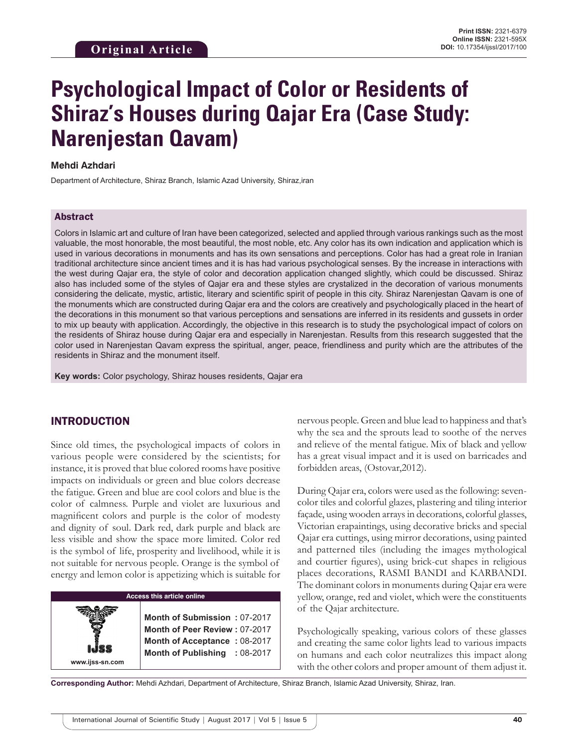**Original Article**

**Print ISSN:** 2321-6379
**Online ISSN:** 2321-595X
**DOI:** 10.17354/ijssI/2017/100

# Psychological Impact of Color or Residents of Shiraz's Houses during Qajar Era (Case Study: Narenjestan Qavam)

**Mehdi Azhdari**

Department of Architecture, Shiraz Branch, Islamic Azad University, Shiraz,iran

## Abstract

Colors in Islamic art and culture of Iran have been categorized, selected and applied through various rankings such as the most valuable, the most honorable, the most beautiful, the most noble, etc. Any color has its own indication and application which is used in various decorations in monuments and has its own sensations and perceptions. Color has had a great role in Iranian traditional architecture since ancient times and it is has had various psychological senses. By the increase in interactions with the west during Qajar era, the style of color and decoration application changed slightly, which could be discussed. Shiraz also has included some of the styles of Qajar era and these styles are crystalized in the decoration of various monuments considering the delicate, mystic, artistic, literary and scientific spirit of people in this city. Shiraz Narenjestan Qavam is one of the monuments which are constructed during Qajar era and the colors are creatively and psychologically placed in the heart of the decorations in this monument so that various perceptions and sensations are inferred in its residents and gussets in order to mix up beauty with application. Accordingly, the objective in this research is to study the psychological impact of colors on the residents of Shiraz house during Qajar era and especially in Narenjestan. Results from this research suggested that the color used in Narenjestan Qavam express the spiritual, anger, peace, friendliness and purity which are the attributes of the residents in Shiraz and the monument itself.

**Key words:** Color psychology, Shiraz houses residents, Qajar era

## INTRODUCTION

Since old times, the psychological impacts of colors in various people were considered by the scientists; for instance, it is proved that blue colored rooms have positive impacts on individuals or green and blue colors decrease the fatigue. Green and blue are cool colors and blue is the color of calmness. Purple and violet are luxurious and magnificent colors and purple is the color of modesty and dignity of soul. Dark red, dark purple and black are less visible and show the space more limited. Color red is the symbol of life, prosperity and livelihood, while it is not suitable for nervous people. Orange is the symbol of energy and lemon color is appetizing which is suitable for nervous people. Green and blue lead to happiness and that's why the sea and the sprouts lead to soothe of the nerves and relieve of the mental fatigue. Mix of black and yellow has a great visual impact and it is used on barricades and forbidden areas, (Ostovar,2012).

During Qajar era, colors were used as the following: seven-color tiles and colorful glazes, plastering and tiling interior façade, using wooden arrays in decorations, colorful glasses, Victorian erapaintings, using decorative bricks and special Qajar era cuttings, using mirror decorations, using painted and patterned tiles (including the images mythological and courtier figures), using brick-cut shapes in religious places decorations, RASMI BANDI and KARBANDI. The dominant colors in monuments during Qajar era were yellow, orange, red and violet, which were the constituents of the Qajar architecture.

Psychologically speaking, various colors of these glasses and creating the same color lights lead to various impacts on humans and each color neutralizes this impact along with the other colors and proper amount of them adjust it.

| Access this article online | |
|---|---|
| www.ijss-sn.com | **Month of Submission :** 07-2017<br>**Month of Peer Review :** 07-2017<br>**Month of Acceptance :** 08-2017<br>**Month of Publishing :** 08-2017 |

**Corresponding Author:** Mehdi Azhdari, Department of Architecture, Shiraz Branch, Islamic Azad University, Shiraz, Iran.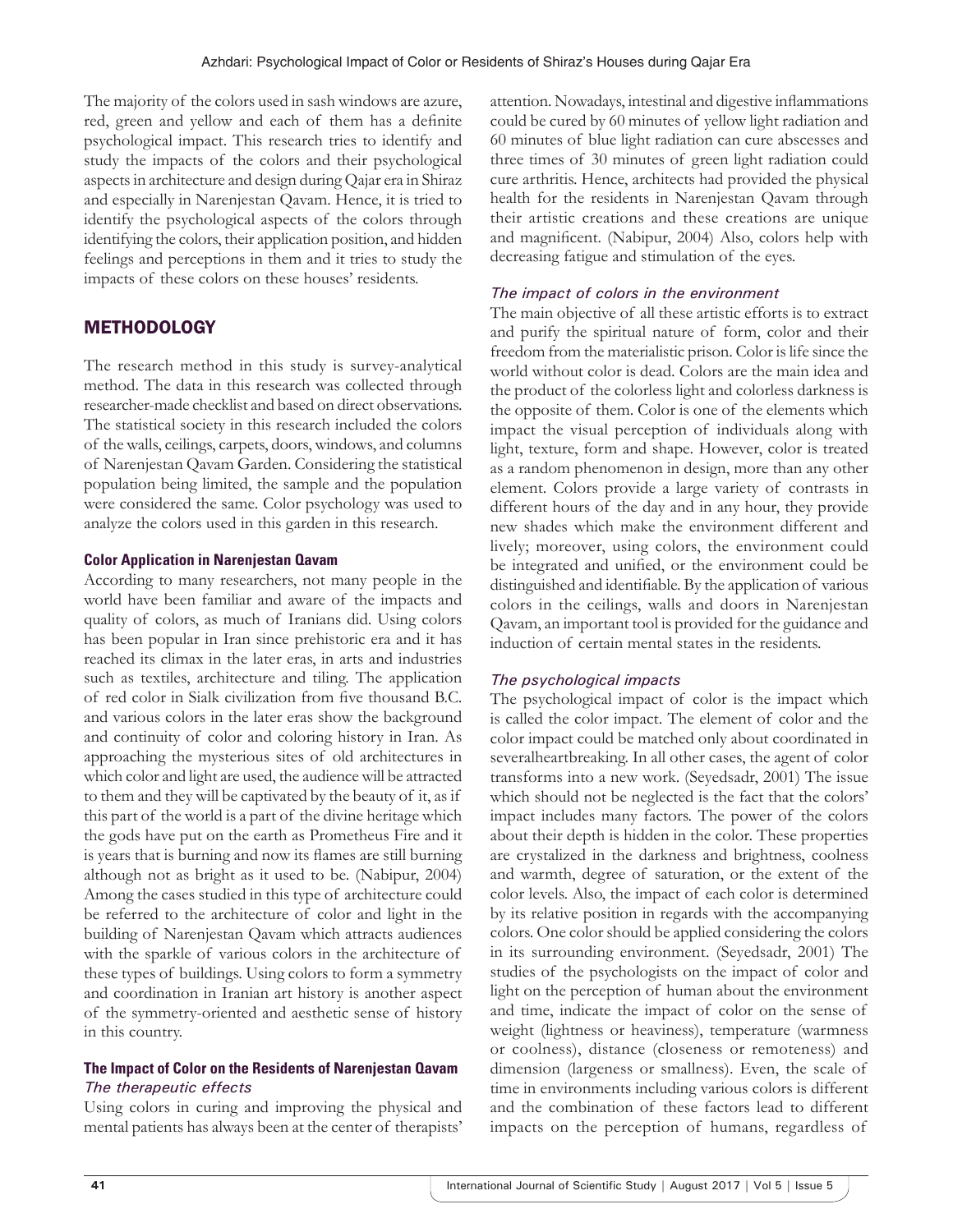The majority of the colors used in sash windows are azure, red, green and yellow and each of them has a definite psychological impact. This research tries to identify and study the impacts of the colors and their psychological aspects in architecture and design during Qajar era in Shiraz and especially in Narenjestan Qavam. Hence, it is tried to identify the psychological aspects of the colors through identifying the colors, their application position, and hidden feelings and perceptions in them and it tries to study the impacts of these colors on these houses' residents.

## METHODOLOGY

The research method in this study is survey-analytical method. The data in this research was collected through researcher-made checklist and based on direct observations. The statistical society in this research included the colors of the walls, ceilings, carpets, doors, windows, and columns of Narenjestan Qavam Garden. Considering the statistical population being limited, the sample and the population were considered the same. Color psychology was used to analyze the colors used in this garden in this research.

### Color Application in Narenjestan Qavam

According to many researchers, not many people in the world have been familiar and aware of the impacts and quality of colors, as much of Iranians did. Using colors has been popular in Iran since prehistoric era and it has reached its climax in the later eras, in arts and industries such as textiles, architecture and tiling. The application of red color in Sialk civilization from five thousand B.C. and various colors in the later eras show the background and continuity of color and coloring history in Iran. As approaching the mysterious sites of old architectures in which color and light are used, the audience will be attracted to them and they will be captivated by the beauty of it, as if this part of the world is a part of the divine heritage which the gods have put on the earth as Prometheus Fire and it is years that is burning and now its flames are still burning although not as bright as it used to be. (Nabipur, 2004) Among the cases studied in this type of architecture could be referred to the architecture of color and light in the building of Narenjestan Qavam which attracts audiences with the sparkle of various colors in the architecture of these types of buildings. Using colors to form a symmetry and coordination in Iranian art history is another aspect of the symmetry-oriented and aesthetic sense of history in this country.

### The Impact of Color on the Residents of Narenjestan Qavam

#### *The therapeutic effects*

Using colors in curing and improving the physical and mental patients has always been at the center of therapists' attention. Nowadays, intestinal and digestive inflammations could be cured by 60 minutes of yellow light radiation and 60 minutes of blue light radiation can cure abscesses and three times of 30 minutes of green light radiation could cure arthritis. Hence, architects had provided the physical health for the residents in Narenjestan Qavam through their artistic creations and these creations are unique and magnificent. (Nabipur, 2004) Also, colors help with decreasing fatigue and stimulation of the eyes.

#### *The impact of colors in the environment*

The main objective of all these artistic efforts is to extract and purify the spiritual nature of form, color and their freedom from the materialistic prison. Color is life since the world without color is dead. Colors are the main idea and the product of the colorless light and colorless darkness is the opposite of them. Color is one of the elements which impact the visual perception of individuals along with light, texture, form and shape. However, color is treated as a random phenomenon in design, more than any other element. Colors provide a large variety of contrasts in different hours of the day and in any hour, they provide new shades which make the environment different and lively; moreover, using colors, the environment could be integrated and unified, or the environment could be distinguished and identifiable. By the application of various colors in the ceilings, walls and doors in Narenjestan Qavam, an important tool is provided for the guidance and induction of certain mental states in the residents.

#### *The psychological impacts*

The psychological impact of color is the impact which is called the color impact. The element of color and the color impact could be matched only about coordinated in severalheartbreaking. In all other cases, the agent of color transforms into a new work. (Seyedsadr, 2001) The issue which should not be neglected is the fact that the colors' impact includes many factors. The power of the colors about their depth is hidden in the color. These properties are crystalized in the darkness and brightness, coolness and warmth, degree of saturation, or the extent of the color levels. Also, the impact of each color is determined by its relative position in regards with the accompanying colors. One color should be applied considering the colors in its surrounding environment. (Seyedsadr, 2001) The studies of the psychologists on the impact of color and light on the perception of human about the environment and time, indicate the impact of color on the sense of weight (lightness or heaviness), temperature (warmness or coolness), distance (closeness or remoteness) and dimension (largeness or smallness). Even, the scale of time in environments including various colors is different and the combination of these factors lead to different impacts on the perception of humans, regardless of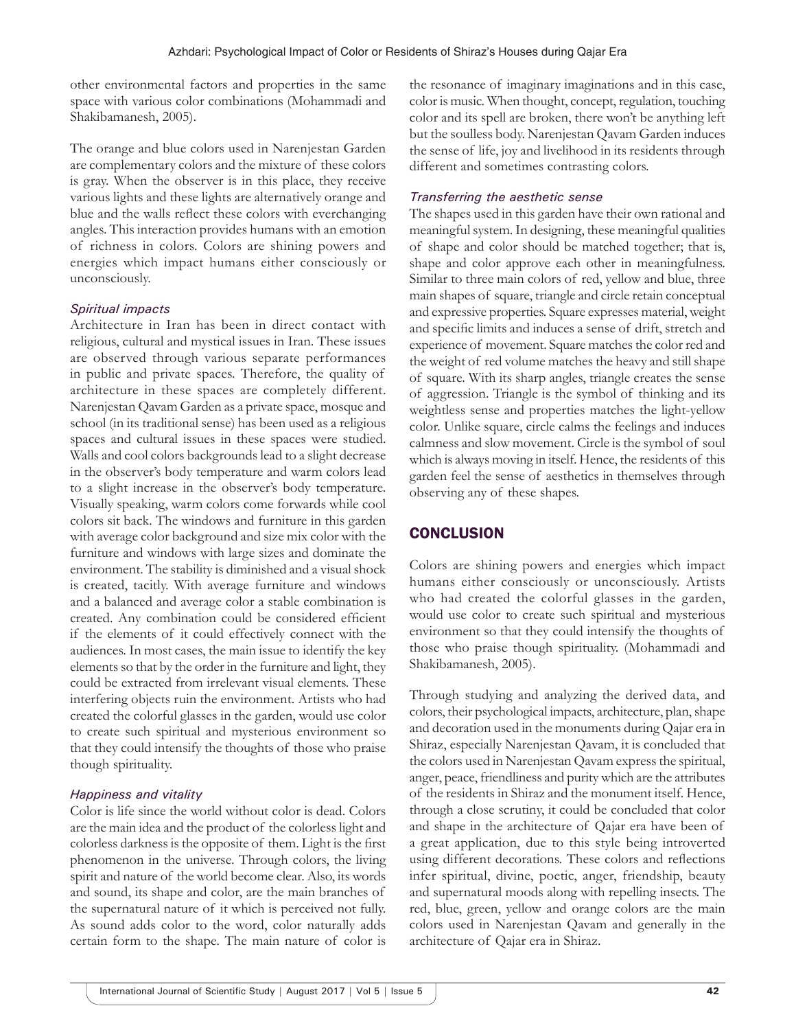other environmental factors and properties in the same space with various color combinations (Mohammadi and Shakibamanesh, 2005).

The orange and blue colors used in Narenjestan Garden are complementary colors and the mixture of these colors is gray. When the observer is in this place, they receive various lights and these lights are alternatively orange and blue and the walls reflect these colors with everchanging angles. This interaction provides humans with an emotion of richness in colors. Colors are shining powers and energies which impact humans either consciously or unconsciously.

### *Spiritual impacts*

Architecture in Iran has been in direct contact with religious, cultural and mystical issues in Iran. These issues are observed through various separate performances in public and private spaces. Therefore, the quality of architecture in these spaces are completely different. Narenjestan Qavam Garden as a private space, mosque and school (in its traditional sense) has been used as a religious spaces and cultural issues in these spaces were studied. Walls and cool colors backgrounds lead to a slight decrease in the observer's body temperature and warm colors lead to a slight increase in the observer's body temperature. Visually speaking, warm colors come forwards while cool colors sit back. The windows and furniture in this garden with average color background and size mix color with the furniture and windows with large sizes and dominate the environment. The stability is diminished and a visual shock is created, tacitly. With average furniture and windows and a balanced and average color a stable combination is created. Any combination could be considered efficient if the elements of it could effectively connect with the audiences. In most cases, the main issue to identify the key elements so that by the order in the furniture and light, they could be extracted from irrelevant visual elements. These interfering objects ruin the environment. Artists who had created the colorful glasses in the garden, would use color to create such spiritual and mysterious environment so that they could intensify the thoughts of those who praise though spirituality.

### *Happiness and vitality*

Color is life since the world without color is dead. Colors are the main idea and the product of the colorless light and colorless darkness is the opposite of them. Light is the first phenomenon in the universe. Through colors, the living spirit and nature of the world become clear. Also, its words and sound, its shape and color, are the main branches of the supernatural nature of it which is perceived not fully. As sound adds color to the word, color naturally adds certain form to the shape. The main nature of color is the resonance of imaginary imaginations and in this case, color is music. When thought, concept, regulation, touching color and its spell are broken, there won't be anything left but the soulless body. Narenjestan Qavam Garden induces the sense of life, joy and livelihood in its residents through different and sometimes contrasting colors.

### *Transferring the aesthetic sense*

The shapes used in this garden have their own rational and meaningful system. In designing, these meaningful qualities of shape and color should be matched together; that is, shape and color approve each other in meaningfulness. Similar to three main colors of red, yellow and blue, three main shapes of square, triangle and circle retain conceptual and expressive properties. Square expresses material, weight and specific limits and induces a sense of drift, stretch and experience of movement. Square matches the color red and the weight of red volume matches the heavy and still shape of square. With its sharp angles, triangle creates the sense of aggression. Triangle is the symbol of thinking and its weightless sense and properties matches the light-yellow color. Unlike square, circle calms the feelings and induces calmness and slow movement. Circle is the symbol of soul which is always moving in itself. Hence, the residents of this garden feel the sense of aesthetics in themselves through observing any of these shapes.

## CONCLUSION

Colors are shining powers and energies which impact humans either consciously or unconsciously. Artists who had created the colorful glasses in the garden, would use color to create such spiritual and mysterious environment so that they could intensify the thoughts of those who praise though spirituality. (Mohammadi and Shakibamanesh, 2005).

Through studying and analyzing the derived data, and colors, their psychological impacts, architecture, plan, shape and decoration used in the monuments during Qajar era in Shiraz, especially Narenjestan Qavam, it is concluded that the colors used in Narenjestan Qavam express the spiritual, anger, peace, friendliness and purity which are the attributes of the residents in Shiraz and the monument itself. Hence, through a close scrutiny, it could be concluded that color and shape in the architecture of Qajar era have been of a great application, due to this style being introverted using different decorations. These colors and reflections infer spiritual, divine, poetic, anger, friendship, beauty and supernatural moods along with repelling insects. The red, blue, green, yellow and orange colors are the main colors used in Narenjestan Qavam and generally in the architecture of Qajar era in Shiraz.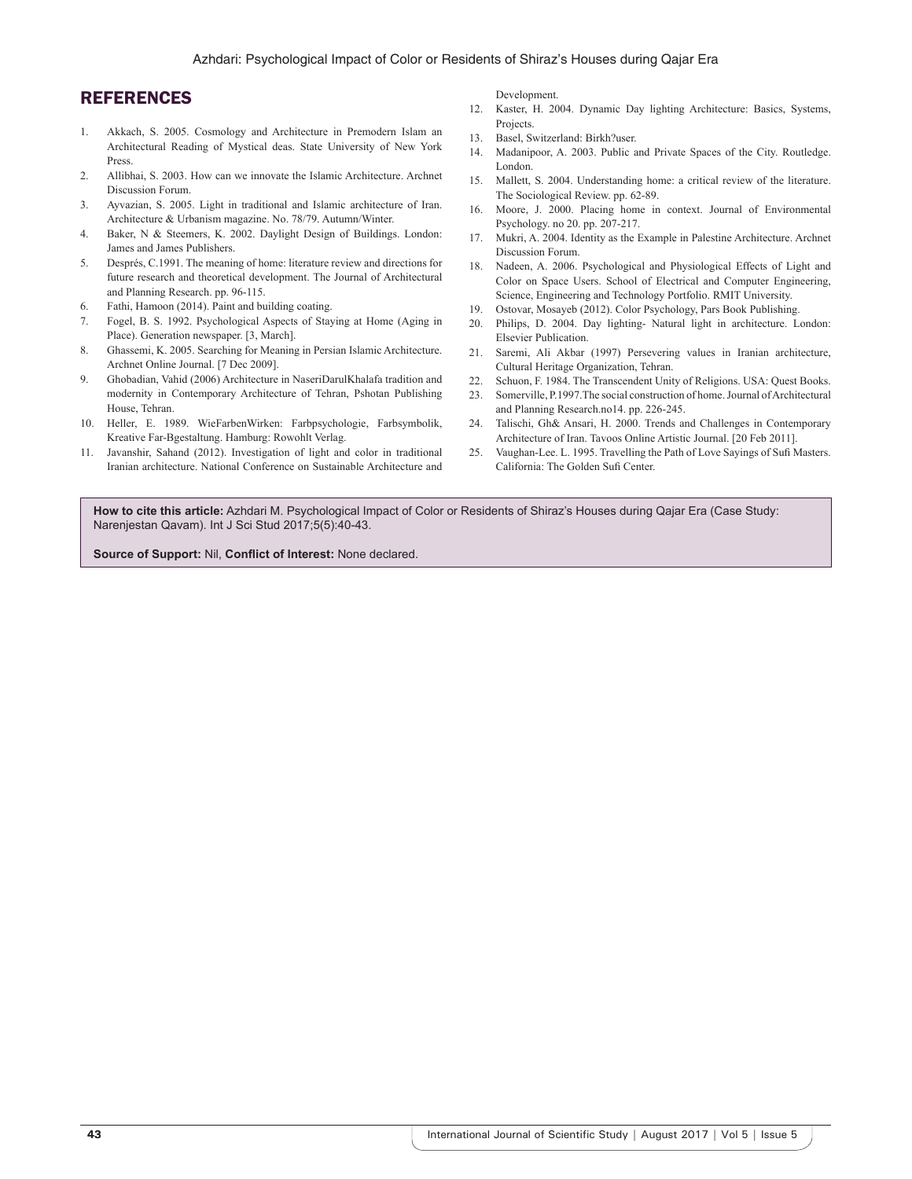## REFERENCES

1. Akkach, S. 2005. Cosmology and Architecture in Premodern Islam an Architectural Reading of Mystical deas. State University of New York Press.
2. Allibhai, S. 2003. How can we innovate the Islamic Architecture. Archnet Discussion Forum.
3. Ayvazian, S. 2005. Light in traditional and Islamic architecture of Iran. Architecture & Urbanism magazine. No. 78/79. Autumn/Winter.
4. Baker, N & Steemers, K. 2002. Daylight Design of Buildings. London: James and James Publishers.
5. Després, C.1991. The meaning of home: literature review and directions for future research and theoretical development. The Journal of Architectural and Planning Research. pp. 96-115.
6. Fathi, Hamoon (2014). Paint and building coating.
7. Fogel, B. S. 1992. Psychological Aspects of Staying at Home (Aging in Place). Generation newspaper. [3, March].
8. Ghassemi, K. 2005. Searching for Meaning in Persian Islamic Architecture. Archnet Online Journal. [7 Dec 2009].
9. Ghobadian, Vahid (2006) Architecture in NaseriDarulKhalafa tradition and modernity in Contemporary Architecture of Tehran, Pshotan Publishing House, Tehran.
10. Heller, E. 1989. WieFarbenWirken: Farbpsychologie, Farbsymbolik, Kreative Far-Bgestaltung. Hamburg: Rowohlt Verlag.
11. Javanshir, Sahand (2012). Investigation of light and color in traditional Iranian architecture. National Conference on Sustainable Architecture and Development.
12. Kaster, H. 2004. Dynamic Day lighting Architecture: Basics, Systems, Projects.
13. Basel, Switzerland: Birkh?user.
14. Madanipoor, A. 2003. Public and Private Spaces of the City. Routledge. London.
15. Mallett, S. 2004. Understanding home: a critical review of the literature. The Sociological Review. pp. 62-89.
16. Moore, J. 2000. Placing home in context. Journal of Environmental Psychology. no 20. pp. 207-217.
17. Mukri, A. 2004. Identity as the Example in Palestine Architecture. Archnet Discussion Forum.
18. Nadeen, A. 2006. Psychological and Physiological Effects of Light and Color on Space Users. School of Electrical and Computer Engineering, Science, Engineering and Technology Portfolio. RMIT University.
19. Ostovar, Mosayeb (2012). Color Psychology, Pars Book Publishing.
20. Philips, D. 2004. Day lighting- Natural light in architecture. London: Elsevier Publication.
21. Saremi, Ali Akbar (1997) Persevering values in Iranian architecture, Cultural Heritage Organization, Tehran.
22. Schuon, F. 1984. The Transcendent Unity of Religions. USA: Quest Books.
23. Somerville, P.1997.The social construction of home. Journal of Architectural and Planning Research.no14. pp. 226-245.
24. Talischi, Gh& Ansari, H. 2000. Trends and Challenges in Contemporary Architecture of Iran. Tavoos Online Artistic Journal. [20 Feb 2011].
25. Vaughan-Lee. L. 1995. Travelling the Path of Love Sayings of Sufi Masters. California: The Golden Sufi Center.

**How to cite this article:** Azhdari M. Psychological Impact of Color or Residents of Shiraz's Houses during Qajar Era (Case Study: Narenjestan Qavam). Int J Sci Stud 2017;5(5):40-43.

**Source of Support:** Nil, **Conflict of Interest:** None declared.